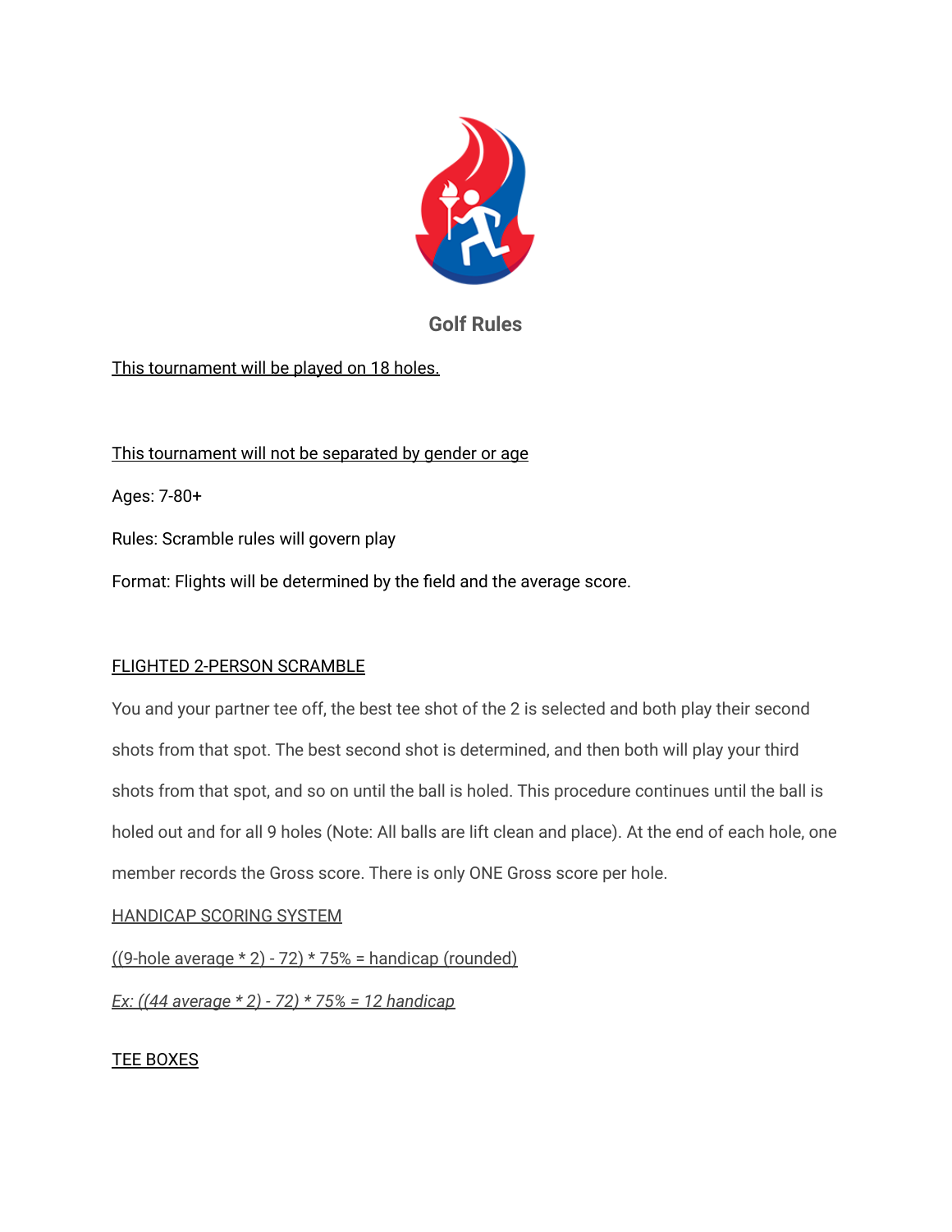# Golf Rules

<u>This tournament will be played on 18 holes.</u>

<u>This tournament will not be separated by gender or age</u>

Ages: 7-80+

Rules: Scramble rules will govern play

Format: Flights will be determined by the field and the average score.

## <u>FLIGHTED 2-PERSON SCRAMBLE</u>

You and your partner tee off, the best tee shot of the 2 is selected and both play their second shots from that spot. The best second shot is determined, and then both will play your third shots from that spot, and so on until the ball is holed. This procedure continues until the ball is holed out and for all 9 holes (Note: All balls are lift clean and place). At the end of each hole, one member records the Gross score. There is only ONE Gross score per hole.

## <u>HANDICAP SCORING SYSTEM</u>

<u>((9-hole average * 2) - 72) * 75% = handicap (rounded)</u>

<u>*Ex: ((44 average * 2) - 72) * 75% = 12 handicap*</u>

## <u>TEE BOXES</u>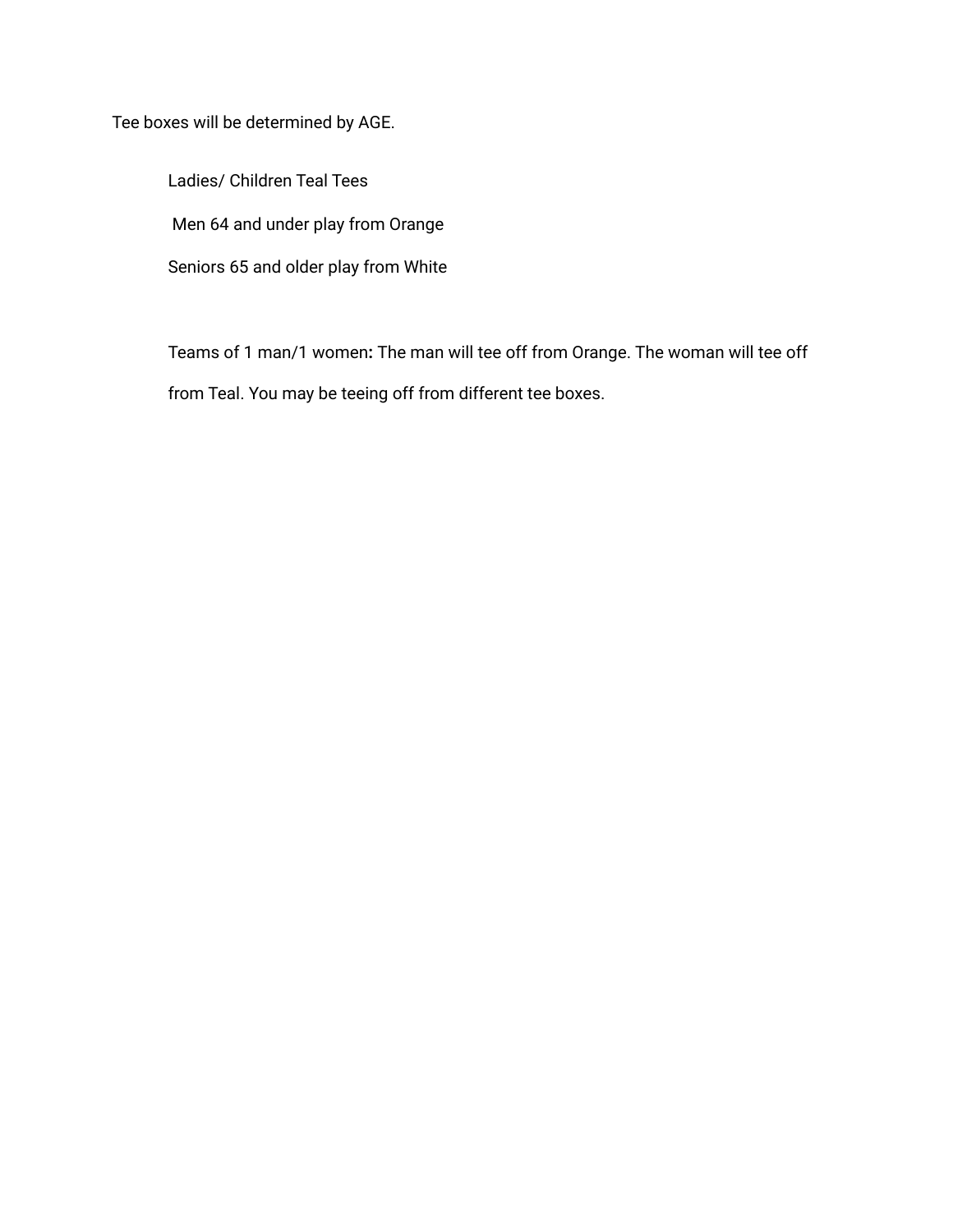Tee boxes will be determined by AGE.

Ladies/ Children Teal Tees

Men 64 and under play from Orange

Seniors 65 and older play from White

Teams of 1 man/1 women**:** The man will tee off from Orange. The woman will tee off from Teal. You may be teeing off from different tee boxes.